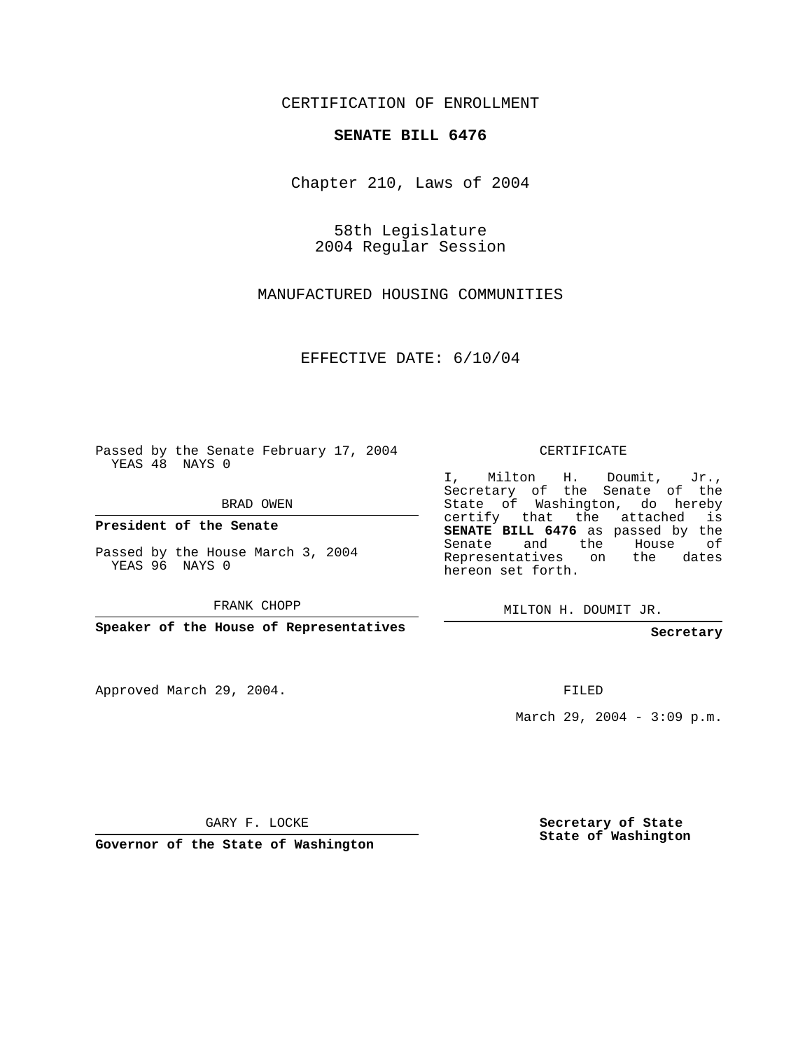CERTIFICATION OF ENROLLMENT

**SENATE BILL 6476**

Chapter 210, Laws of 2004

58th Legislature
2004 Regular Session

MANUFACTURED HOUSING COMMUNITIES

EFFECTIVE DATE: 6/10/04

Passed by the Senate February 17, 2004
YEAS 48 NAYS 0

BRAD OWEN

**President of the Senate**

Passed by the House March 3, 2004
YEAS 96 NAYS 0

FRANK CHOPP

**Speaker of the House of Representatives**

CERTIFICATE

I, Milton H. Doumit, Jr., Secretary of the Senate of the State of Washington, do hereby certify that the attached is **SENATE BILL 6476** as passed by the Senate and the House of Representatives on the dates hereon set forth.

MILTON H. DOUMIT JR.

**Secretary**

Approved March 29, 2004.

FILED

March 29, 2004 - 3:09 p.m.

GARY F. LOCKE

**Governor of the State of Washington**

**Secretary of State**
**State of Washington**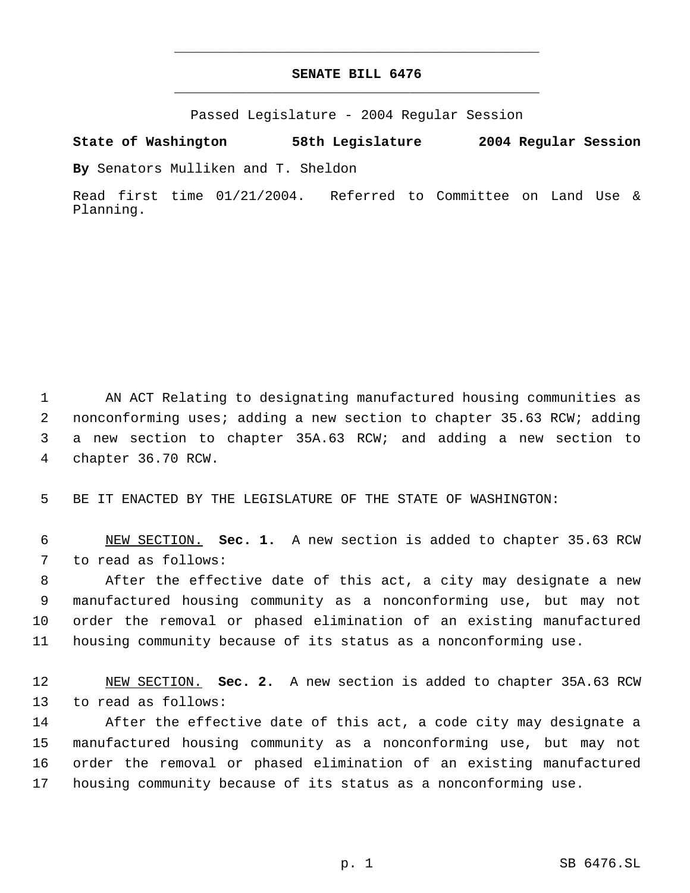# SENATE BILL 6476

Passed Legislature - 2004 Regular Session

**State of Washington 58th Legislature 2004 Regular Session**

**By** Senators Mulliken and T. Sheldon

Read first time 01/21/2004. Referred to Committee on Land Use & Planning.

AN ACT Relating to designating manufactured housing communities as nonconforming uses; adding a new section to chapter 35.63 RCW; adding a new section to chapter 35A.63 RCW; and adding a new section to chapter 36.70 RCW.

BE IT ENACTED BY THE LEGISLATURE OF THE STATE OF WASHINGTON:

NEW SECTION. **Sec. 1.** A new section is added to chapter 35.63 RCW to read as follows:

After the effective date of this act, a city may designate a new manufactured housing community as a nonconforming use, but may not order the removal or phased elimination of an existing manufactured housing community because of its status as a nonconforming use.

NEW SECTION. **Sec. 2.** A new section is added to chapter 35A.63 RCW to read as follows:

After the effective date of this act, a code city may designate a manufactured housing community as a nonconforming use, but may not order the removal or phased elimination of an existing manufactured housing community because of its status as a nonconforming use.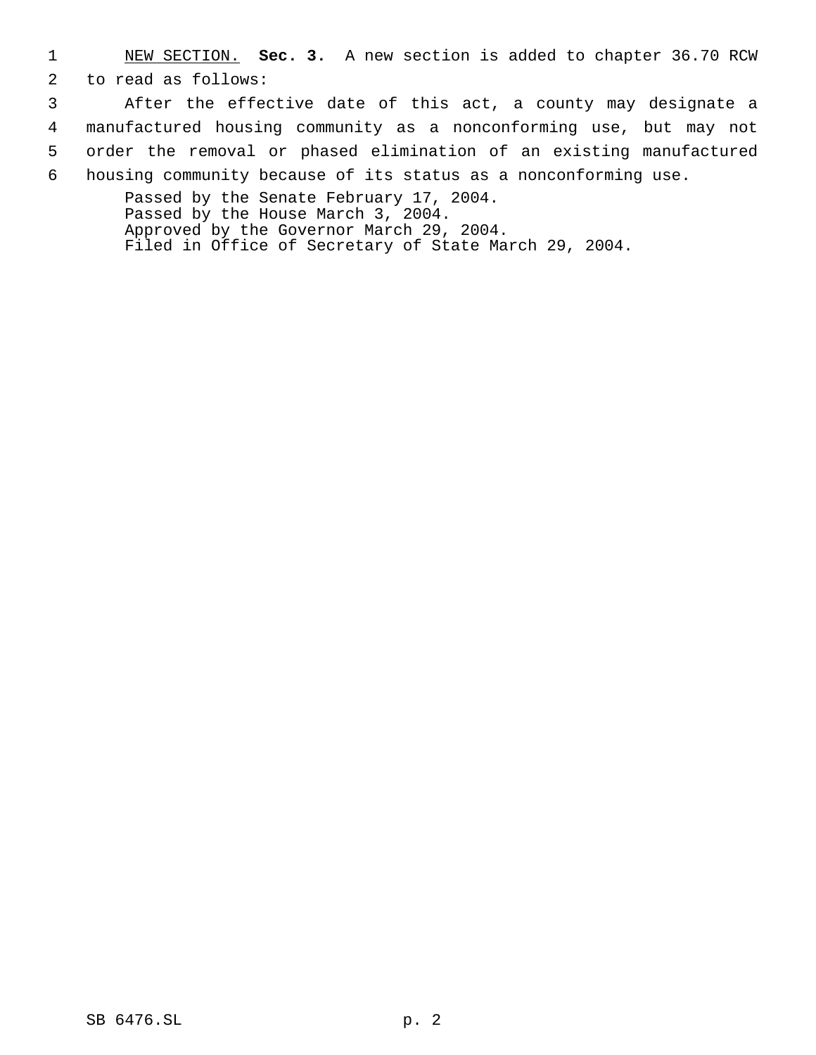NEW SECTION. **Sec. 3.** A new section is added to chapter 36.70 RCW to read as follows:

After the effective date of this act, a county may designate a manufactured housing community as a nonconforming use, but may not order the removal or phased elimination of an existing manufactured housing community because of its status as a nonconforming use.

Passed by the Senate February 17, 2004.
Passed by the House March 3, 2004.
Approved by the Governor March 29, 2004.
Filed in Office of Secretary of State March 29, 2004.